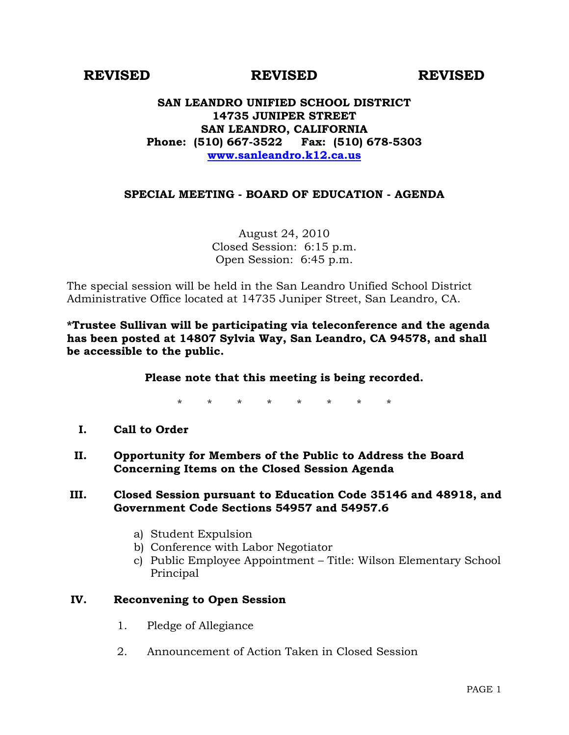**REVISED REVISED REVISED**

# SAN LEANDRO UNIFIED SCHOOL DISTRICT
**14735 JUNIPER STREET**
**SAN LEANDRO, CALIFORNIA**
**Phone: (510) 667-3522 Fax: (510) 678-5303**
**[www.sanleandro.k12.ca.us](http://www.sanleandro.k12.ca.us)**

## SPECIAL MEETING - BOARD OF EDUCATION - AGENDA

August 24, 2010
Closed Session: 6:15 p.m.
Open Session: 6:45 p.m.

The special session will be held in the San Leandro Unified School District Administrative Office located at 14735 Juniper Street, San Leandro, CA.

**\*Trustee Sullivan will be participating via teleconference and the agenda has been posted at 14807 Sylvia Way, San Leandro, CA 94578, and shall be accessible to the public.**

**Please note that this meeting is being recorded.**

\* \* \* \* \* \* \* \*

**I. Call to Order**

**II. Opportunity for Members of the Public to Address the Board Concerning Items on the Closed Session Agenda**

**III. Closed Session pursuant to Education Code 35146 and 48918, and Government Code Sections 54957 and 54957.6**

a) Student Expulsion
b) Conference with Labor Negotiator
c) Public Employee Appointment – Title: Wilson Elementary School Principal

**IV. Reconvening to Open Session**

1. Pledge of Allegiance
2. Announcement of Action Taken in Closed Session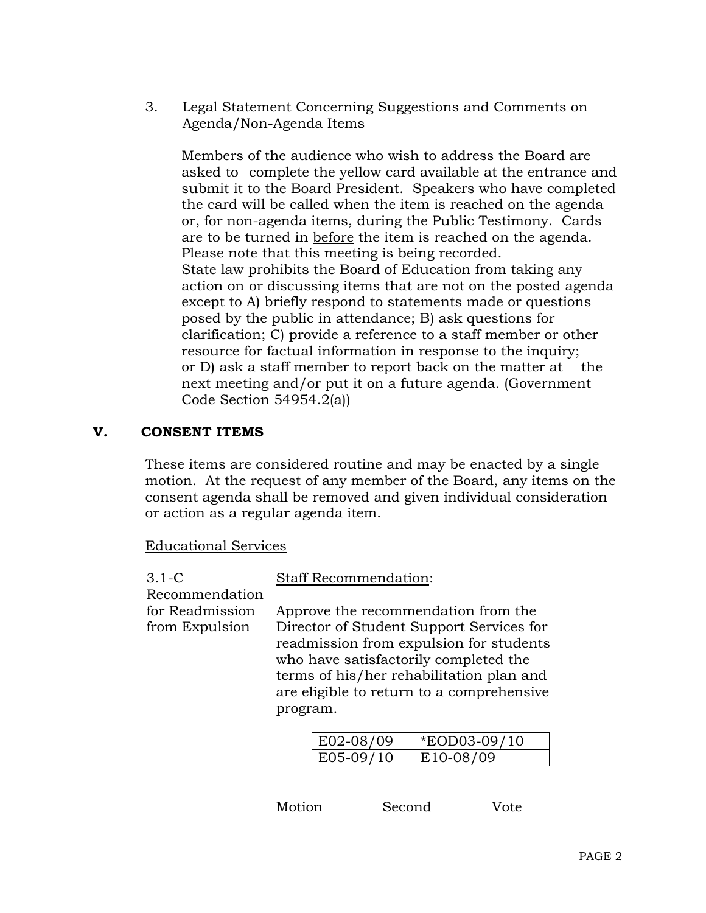3. Legal Statement Concerning Suggestions and Comments on Agenda/Non-Agenda Items

   Members of the audience who wish to address the Board are asked to complete the yellow card available at the entrance and submit it to the Board President. Speakers who have completed the card will be called when the item is reached on the agenda or, for non-agenda items, during the Public Testimony. Cards are to be turned in <u>before</u> the item is reached on the agenda. Please note that this meeting is being recorded.
   State law prohibits the Board of Education from taking any action on or discussing items that are not on the posted agenda except to A) briefly respond to statements made or questions posed by the public in attendance; B) ask questions for clarification; C) provide a reference to a staff member or other resource for factual information in response to the inquiry; or D) ask a staff member to report back on the matter at the next meeting and/or put it on a future agenda. (Government Code Section 54954.2(a))

## V. CONSENT ITEMS

These items are considered routine and may be enacted by a single motion. At the request of any member of the Board, any items on the consent agenda shall be removed and given individual consideration or action as a regular agenda item.

<u>Educational Services</u>

3.1-C Recommendation for Readmission from Expulsion

<u>Staff Recommendation</u>:

Approve the recommendation from the Director of Student Support Services for readmission from expulsion for students who have satisfactorily completed the terms of his/her rehabilitation plan and are eligible to return to a comprehensive program.

| | |
|---|---|
| E02-08/09 | *EOD03-09/10 |
| E05-09/10 | E10-08/09 |

Motion _______ Second _______ Vote _______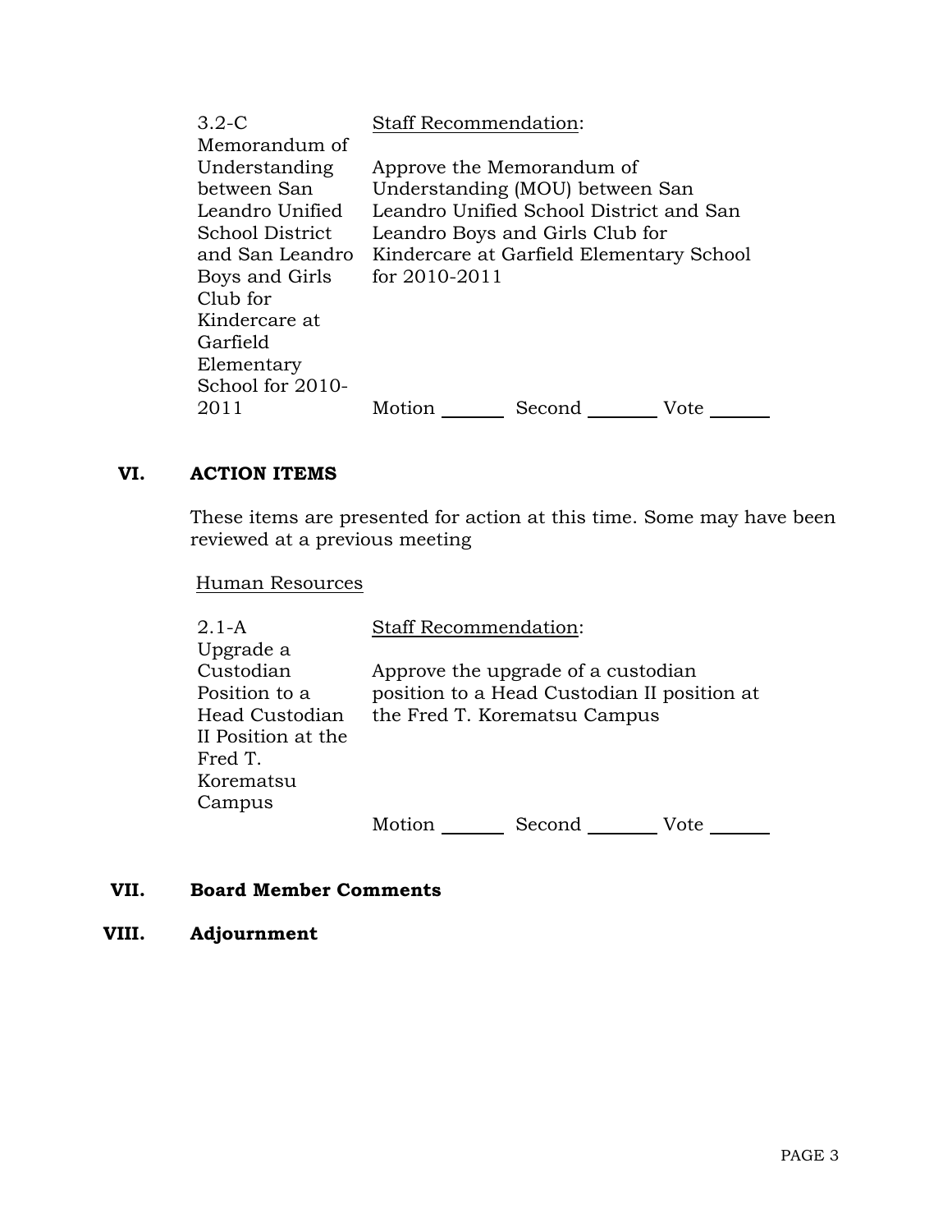| | |
|---|---|
| 3.2-C Memorandum of Understanding between San Leandro Unified School District and San Leandro Boys and Girls Club for Kindercare at Garfield Elementary School for 2010-2011 | Staff Recommendation:<br><br>Approve the Memorandum of Understanding (MOU) between San Leandro Unified School District and San Leandro Boys and Girls Club for Kindercare at Garfield Elementary School for 2010-2011<br><br>Motion ______ Second ______ Vote ______ |

## VI. ACTION ITEMS

These items are presented for action at this time. Some may have been reviewed at a previous meeting

Human Resources

| | |
|---|---|
| 2.1-A Upgrade a Custodian Position to a Head Custodian II Position at the Fred T. Korematsu Campus | Staff Recommendation:<br><br>Approve the upgrade of a custodian position to a Head Custodian II position at the Fred T. Korematsu Campus<br><br>Motion ______ Second ______ Vote ______ |

## VII. Board Member Comments

## VIII. Adjournment